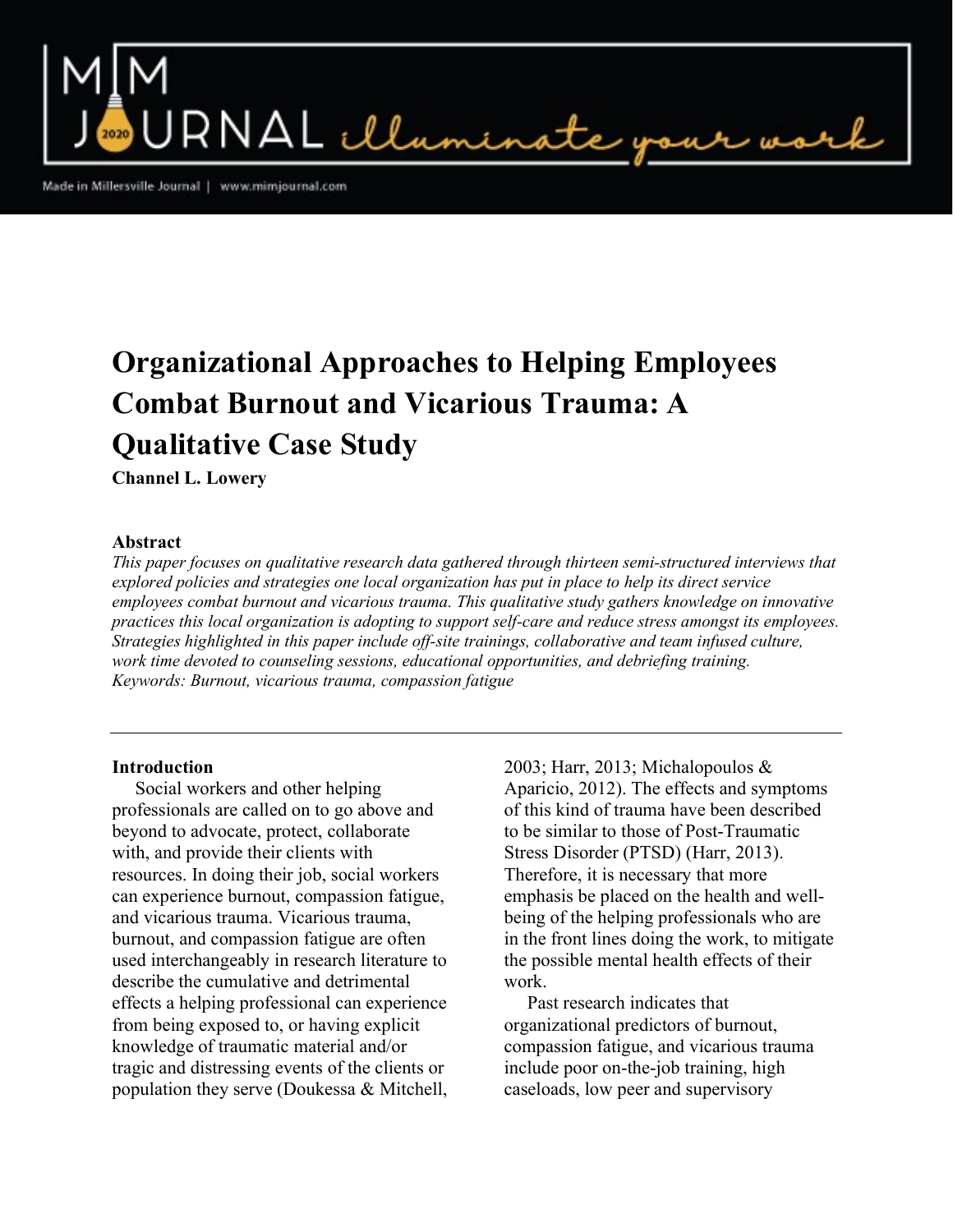# Organizational Approaches to Helping Employees Combat Burnout and Vicarious Trauma: A Qualitative Case Study

**Channel L. Lowery**

**Abstract**

*This paper focuses on qualitative research data gathered through thirteen semi-structured interviews that explored policies and strategies one local organization has put in place to help its direct service employees combat burnout and vicarious trauma. This qualitative study gathers knowledge on innovative practices this local organization is adopting to support self-care and reduce stress amongst its employees. Strategies highlighted in this paper include off-site trainings, collaborative and team infused culture, work time devoted to counseling sessions, educational opportunities, and debriefing training.*

*Keywords: Burnout, vicarious trauma, compassion fatigue*

---

## Introduction

Social workers and other helping professionals are called on to go above and beyond to advocate, protect, collaborate with, and provide their clients with resources. In doing their job, social workers can experience burnout, compassion fatigue, and vicarious trauma. Vicarious trauma, burnout, and compassion fatigue are often used interchangeably in research literature to describe the cumulative and detrimental effects a helping professional can experience from being exposed to, or having explicit knowledge of traumatic material and/or tragic and distressing events of the clients or population they serve (Doukessa & Mitchell, 2003; Harr, 2013; Michalopoulos & Aparicio, 2012). The effects and symptoms of this kind of trauma have been described to be similar to those of Post-Traumatic Stress Disorder (PTSD) (Harr, 2013). Therefore, it is necessary that more emphasis be placed on the health and well-being of the helping professionals who are in the front lines doing the work, to mitigate the possible mental health effects of their work.

Past research indicates that organizational predictors of burnout, compassion fatigue, and vicarious trauma include poor on-the-job training, high caseloads, low peer and supervisory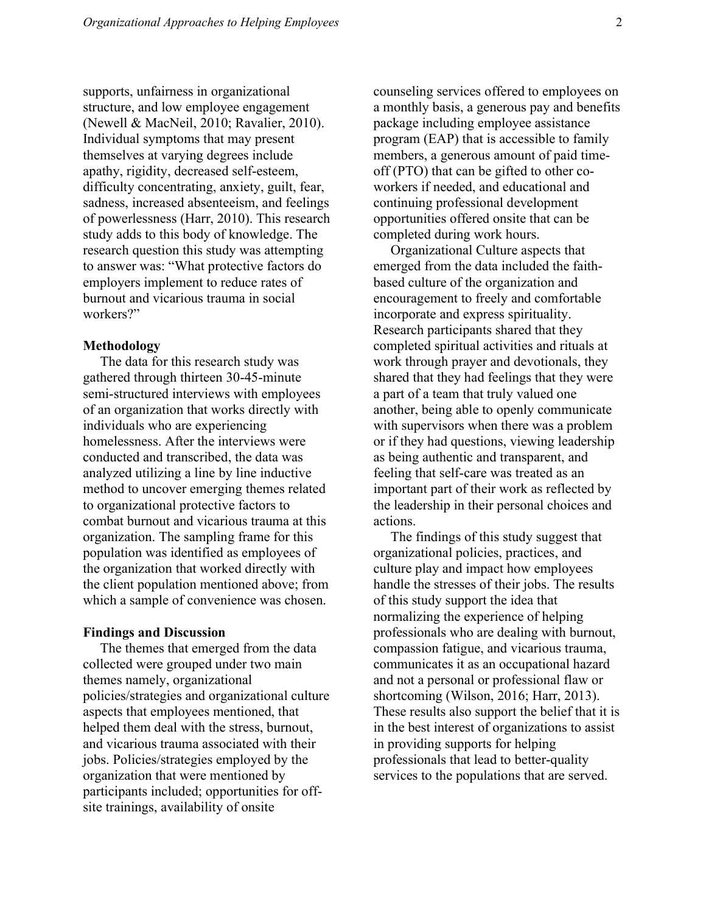supports, unfairness in organizational structure, and low employee engagement (Newell & MacNeil, 2010; Ravalier, 2010). Individual symptoms that may present themselves at varying degrees include apathy, rigidity, decreased self-esteem, difficulty concentrating, anxiety, guilt, fear, sadness, increased absenteeism, and feelings of powerlessness (Harr, 2010). This research study adds to this body of knowledge. The research question this study was attempting to answer was: "What protective factors do employers implement to reduce rates of burnout and vicarious trauma in social workers?"

### Methodology

The data for this research study was gathered through thirteen 30-45-minute semi-structured interviews with employees of an organization that works directly with individuals who are experiencing homelessness. After the interviews were conducted and transcribed, the data was analyzed utilizing a line by line inductive method to uncover emerging themes related to organizational protective factors to combat burnout and vicarious trauma at this organization. The sampling frame for this population was identified as employees of the organization that worked directly with the client population mentioned above; from which a sample of convenience was chosen.

### Findings and Discussion

The themes that emerged from the data collected were grouped under two main themes namely, organizational policies/strategies and organizational culture aspects that employees mentioned, that helped them deal with the stress, burnout, and vicarious trauma associated with their jobs. Policies/strategies employed by the organization that were mentioned by participants included; opportunities for off-site trainings, availability of onsite counseling services offered to employees on a monthly basis, a generous pay and benefits package including employee assistance program (EAP) that is accessible to family members, a generous amount of paid time-off (PTO) that can be gifted to other co-workers if needed, and educational and continuing professional development opportunities offered onsite that can be completed during work hours.

Organizational Culture aspects that emerged from the data included the faith-based culture of the organization and encouragement to freely and comfortable incorporate and express spirituality. Research participants shared that they completed spiritual activities and rituals at work through prayer and devotionals, they shared that they had feelings that they were a part of a team that truly valued one another, being able to openly communicate with supervisors when there was a problem or if they had questions, viewing leadership as being authentic and transparent, and feeling that self-care was treated as an important part of their work as reflected by the leadership in their personal choices and actions.

The findings of this study suggest that organizational policies, practices, and culture play and impact how employees handle the stresses of their jobs. The results of this study support the idea that normalizing the experience of helping professionals who are dealing with burnout, compassion fatigue, and vicarious trauma, communicates it as an occupational hazard and not a personal or professional flaw or shortcoming (Wilson, 2016; Harr, 2013). These results also support the belief that it is in the best interest of organizations to assist in providing supports for helping professionals that lead to better-quality services to the populations that are served.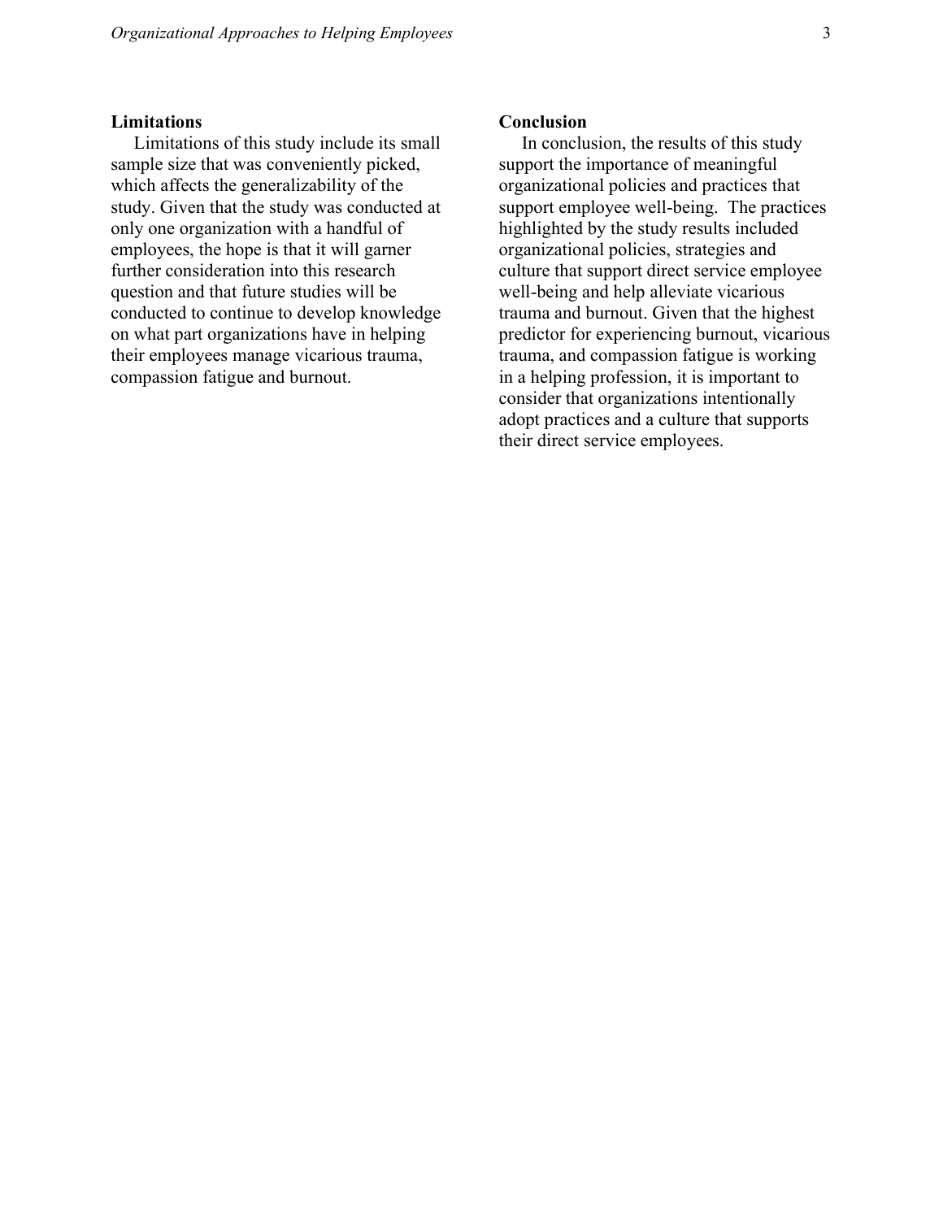## Limitations

Limitations of this study include its small sample size that was conveniently picked, which affects the generalizability of the study. Given that the study was conducted at only one organization with a handful of employees, the hope is that it will garner further consideration into this research question and that future studies will be conducted to continue to develop knowledge on what part organizations have in helping their employees manage vicarious trauma, compassion fatigue and burnout.

## Conclusion

In conclusion, the results of this study support the importance of meaningful organizational policies and practices that support employee well-being. The practices highlighted by the study results included organizational policies, strategies and culture that support direct service employee well-being and help alleviate vicarious trauma and burnout. Given that the highest predictor for experiencing burnout, vicarious trauma, and compassion fatigue is working in a helping profession, it is important to consider that organizations intentionally adopt practices and a culture that supports their direct service employees.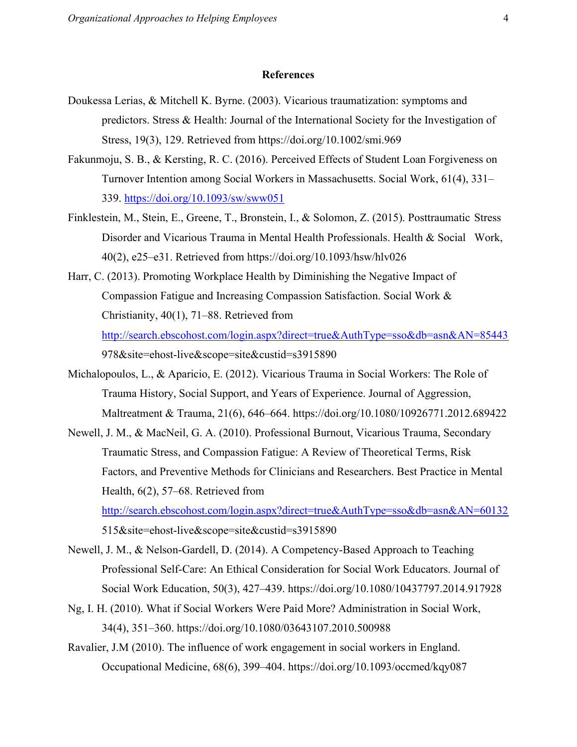# References

Doukessa Lerias, & Mitchell K. Byrne. (2003). Vicarious traumatization: symptoms and predictors. Stress & Health: Journal of the International Society for the Investigation of Stress, 19(3), 129. Retrieved from https://doi.org/10.1002/smi.969

Fakunmoju, S. B., & Kersting, R. C. (2016). Perceived Effects of Student Loan Forgiveness on Turnover Intention among Social Workers in Massachusetts. Social Work, 61(4), 331–339. https://doi.org/10.1093/sw/sww051

Finklestein, M., Stein, E., Greene, T., Bronstein, I., & Solomon, Z. (2015). Posttraumatic Stress Disorder and Vicarious Trauma in Mental Health Professionals. Health & Social Work, 40(2), e25–e31. Retrieved from https://doi.org/10.1093/hsw/hlv026

Harr, C. (2013). Promoting Workplace Health by Diminishing the Negative Impact of Compassion Fatigue and Increasing Compassion Satisfaction. Social Work & Christianity, 40(1), 71–88. Retrieved from http://search.ebscohost.com/login.aspx?direct=true&AuthType=sso&db=asn&AN=85443978&site=ehost-live&scope=site&custid=s3915890

Michalopoulos, L., & Aparicio, E. (2012). Vicarious Trauma in Social Workers: The Role of Trauma History, Social Support, and Years of Experience. Journal of Aggression, Maltreatment & Trauma, 21(6), 646–664. https://doi.org/10.1080/10926771.2012.689422

Newell, J. M., & MacNeil, G. A. (2010). Professional Burnout, Vicarious Trauma, Secondary Traumatic Stress, and Compassion Fatigue: A Review of Theoretical Terms, Risk Factors, and Preventive Methods for Clinicians and Researchers. Best Practice in Mental Health, 6(2), 57–68. Retrieved from http://search.ebscohost.com/login.aspx?direct=true&AuthType=sso&db=asn&AN=60132515&site=ehost-live&scope=site&custid=s3915890

Newell, J. M., & Nelson-Gardell, D. (2014). A Competency-Based Approach to Teaching Professional Self-Care: An Ethical Consideration for Social Work Educators. Journal of Social Work Education, 50(3), 427–439. https://doi.org/10.1080/10437797.2014.917928

Ng, I. H. (2010). What if Social Workers Were Paid More? Administration in Social Work, 34(4), 351–360. https://doi.org/10.1080/03643107.2010.500988

Ravalier, J.M (2010). The influence of work engagement in social workers in England. Occupational Medicine, 68(6), 399–404. https://doi.org/10.1093/occmed/kqy087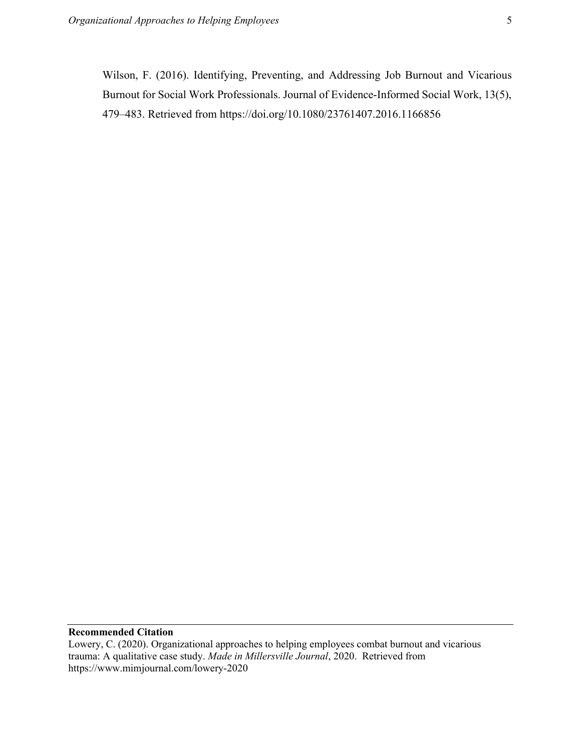Wilson, F. (2016). Identifying, Preventing, and Addressing Job Burnout and Vicarious Burnout for Social Work Professionals. Journal of Evidence-Informed Social Work, 13(5), 479–483. Retrieved from https://doi.org/10.1080/23761407.2016.1166856

---

**Recommended Citation**

Lowery, C. (2020). Organizational approaches to helping employees combat burnout and vicarious trauma: A qualitative case study. *Made in Millersville Journal*, 2020. Retrieved from https://www.mimjournal.com/lowery-2020